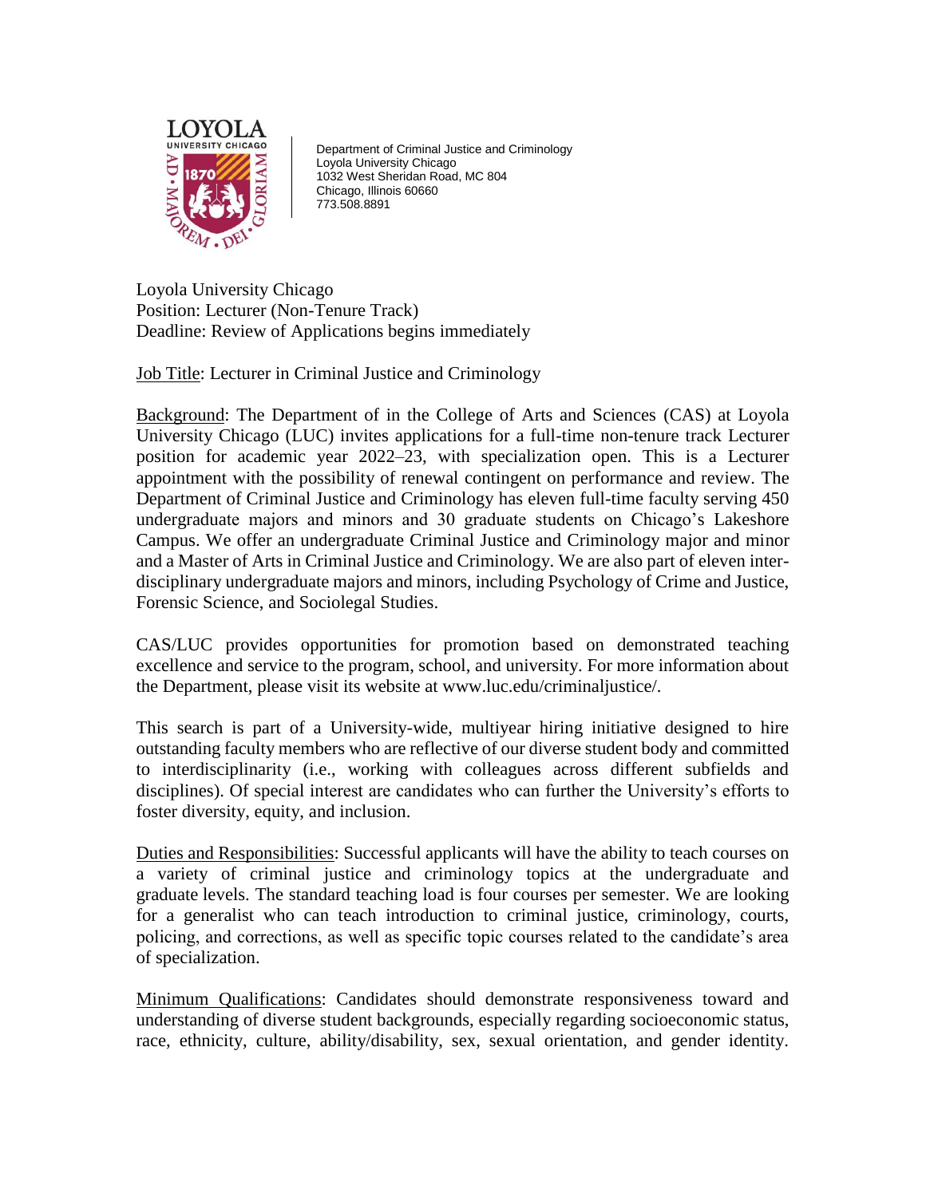LOYOLA
UNIVERSITY CHICAGO

Department of Criminal Justice and Criminology
Loyola University Chicago
1032 West Sheridan Road, MC 804
Chicago, Illinois 60660
773.508.8891

Loyola University Chicago
Position: Lecturer (Non-Tenure Track)
Deadline: Review of Applications begins immediately

Job Title: Lecturer in Criminal Justice and Criminology

Background: The Department of in the College of Arts and Sciences (CAS) at Loyola University Chicago (LUC) invites applications for a full-time non-tenure track Lecturer position for academic year 2022–23, with specialization open. This is a Lecturer appointment with the possibility of renewal contingent on performance and review. The Department of Criminal Justice and Criminology has eleven full-time faculty serving 450 undergraduate majors and minors and 30 graduate students on Chicago's Lakeshore Campus. We offer an undergraduate Criminal Justice and Criminology major and minor and a Master of Arts in Criminal Justice and Criminology. We are also part of eleven inter-disciplinary undergraduate majors and minors, including Psychology of Crime and Justice, Forensic Science, and Sociolegal Studies.

CAS/LUC provides opportunities for promotion based on demonstrated teaching excellence and service to the program, school, and university. For more information about the Department, please visit its website at www.luc.edu/criminaljustice/.

This search is part of a University-wide, multiyear hiring initiative designed to hire outstanding faculty members who are reflective of our diverse student body and committed to interdisciplinarity (i.e., working with colleagues across different subfields and disciplines). Of special interest are candidates who can further the University's efforts to foster diversity, equity, and inclusion.

Duties and Responsibilities: Successful applicants will have the ability to teach courses on a variety of criminal justice and criminology topics at the undergraduate and graduate levels. The standard teaching load is four courses per semester. We are looking for a generalist who can teach introduction to criminal justice, criminology, courts, policing, and corrections, as well as specific topic courses related to the candidate's area of specialization.

Minimum Qualifications: Candidates should demonstrate responsiveness toward and understanding of diverse student backgrounds, especially regarding socioeconomic status, race, ethnicity, culture, ability/disability, sex, sexual orientation, and gender identity.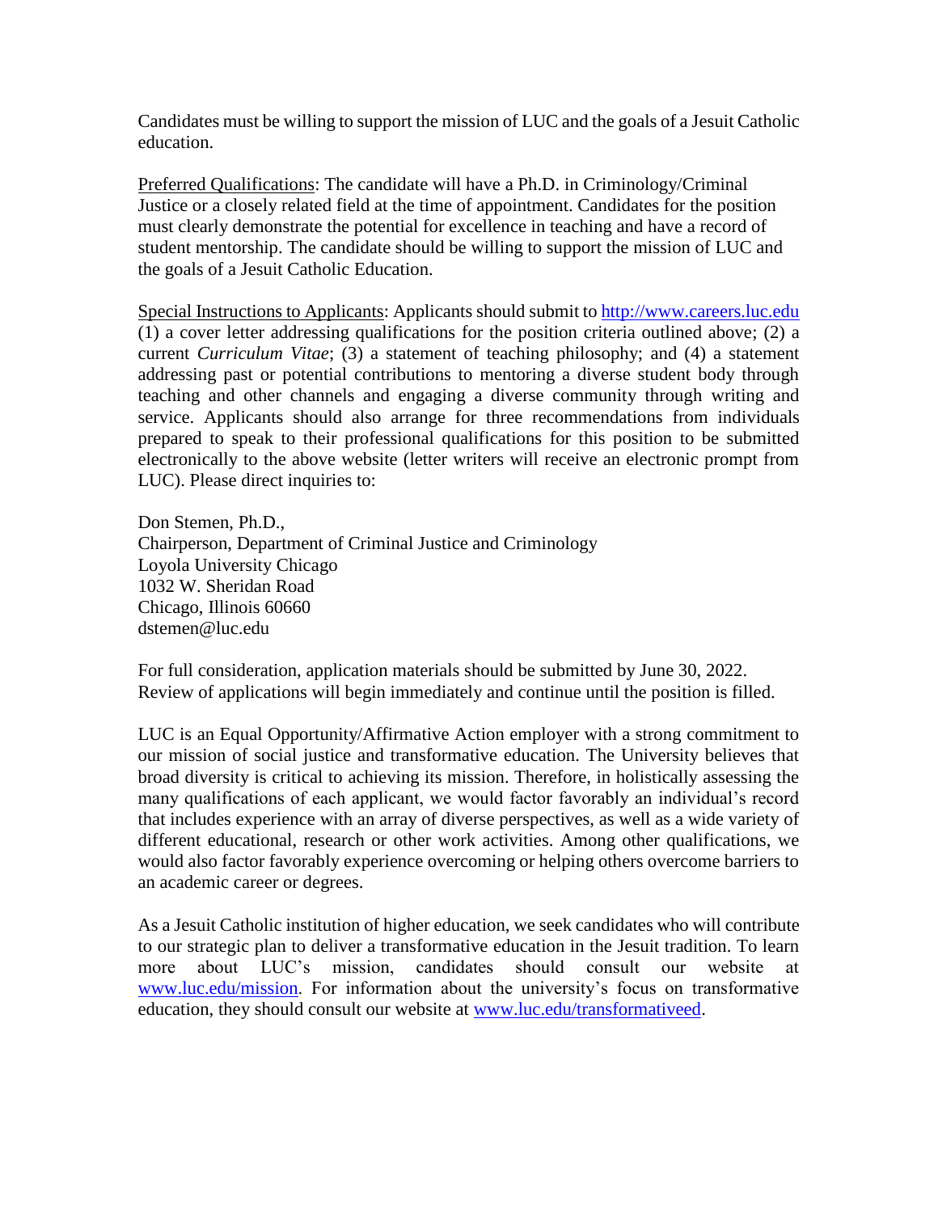Candidates must be willing to support the mission of LUC and the goals of a Jesuit Catholic education.

Preferred Qualifications: The candidate will have a Ph.D. in Criminology/Criminal Justice or a closely related field at the time of appointment. Candidates for the position must clearly demonstrate the potential for excellence in teaching and have a record of student mentorship. The candidate should be willing to support the mission of LUC and the goals of a Jesuit Catholic Education.

Special Instructions to Applicants: Applicants should submit to http://www.careers.luc.edu (1) a cover letter addressing qualifications for the position criteria outlined above; (2) a current *Curriculum Vitae*; (3) a statement of teaching philosophy; and (4) a statement addressing past or potential contributions to mentoring a diverse student body through teaching and other channels and engaging a diverse community through writing and service. Applicants should also arrange for three recommendations from individuals prepared to speak to their professional qualifications for this position to be submitted electronically to the above website (letter writers will receive an electronic prompt from LUC). Please direct inquiries to:

Don Stemen, Ph.D.,
Chairperson, Department of Criminal Justice and Criminology
Loyola University Chicago
1032 W. Sheridan Road
Chicago, Illinois 60660
dstemen@luc.edu

For full consideration, application materials should be submitted by June 30, 2022. Review of applications will begin immediately and continue until the position is filled.

LUC is an Equal Opportunity/Affirmative Action employer with a strong commitment to our mission of social justice and transformative education. The University believes that broad diversity is critical to achieving its mission. Therefore, in holistically assessing the many qualifications of each applicant, we would factor favorably an individual's record that includes experience with an array of diverse perspectives, as well as a wide variety of different educational, research or other work activities. Among other qualifications, we would also factor favorably experience overcoming or helping others overcome barriers to an academic career or degrees.

As a Jesuit Catholic institution of higher education, we seek candidates who will contribute to our strategic plan to deliver a transformative education in the Jesuit tradition. To learn more about LUC's mission, candidates should consult our website at www.luc.edu/mission. For information about the university's focus on transformative education, they should consult our website at www.luc.edu/transformativeed.